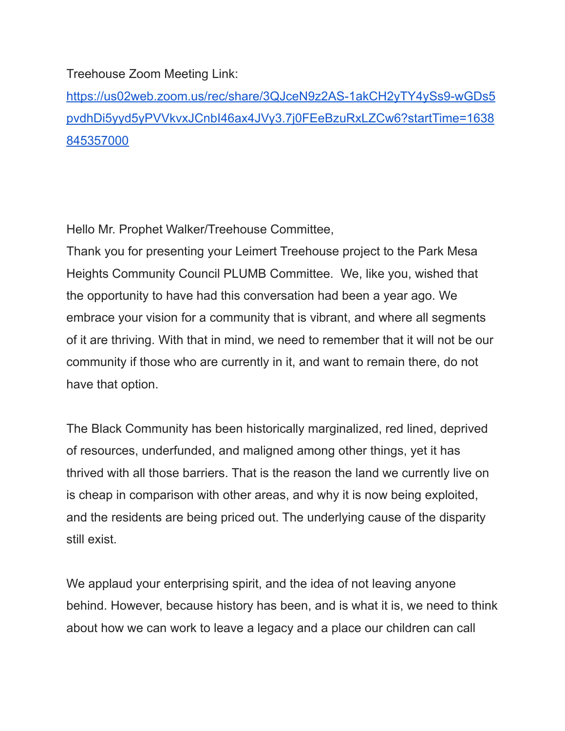Treehouse Zoom Meeting Link:
https://us02web.zoom.us/rec/share/3QJceN9z2AS-1akCH2yTY4ySs9-wGDs5pvdhDi5yyd5yPVVkvxJCnbI46ax4JVy3.7j0FEeBzuRxLZCw6?startTime=1638845357000

Hello Mr. Prophet Walker/Treehouse Committee,

Thank you for presenting your Leimert Treehouse project to the Park Mesa Heights Community Council PLUMB Committee. We, like you, wished that the opportunity to have had this conversation had been a year ago. We embrace your vision for a community that is vibrant, and where all segments of it are thriving. With that in mind, we need to remember that it will not be our community if those who are currently in it, and want to remain there, do not have that option.

The Black Community has been historically marginalized, red lined, deprived of resources, underfunded, and maligned among other things, yet it has thrived with all those barriers. That is the reason the land we currently live on is cheap in comparison with other areas, and why it is now being exploited, and the residents are being priced out. The underlying cause of the disparity still exist.

We applaud your enterprising spirit, and the idea of not leaving anyone behind. However, because history has been, and is what it is, we need to think about how we can work to leave a legacy and a place our children can call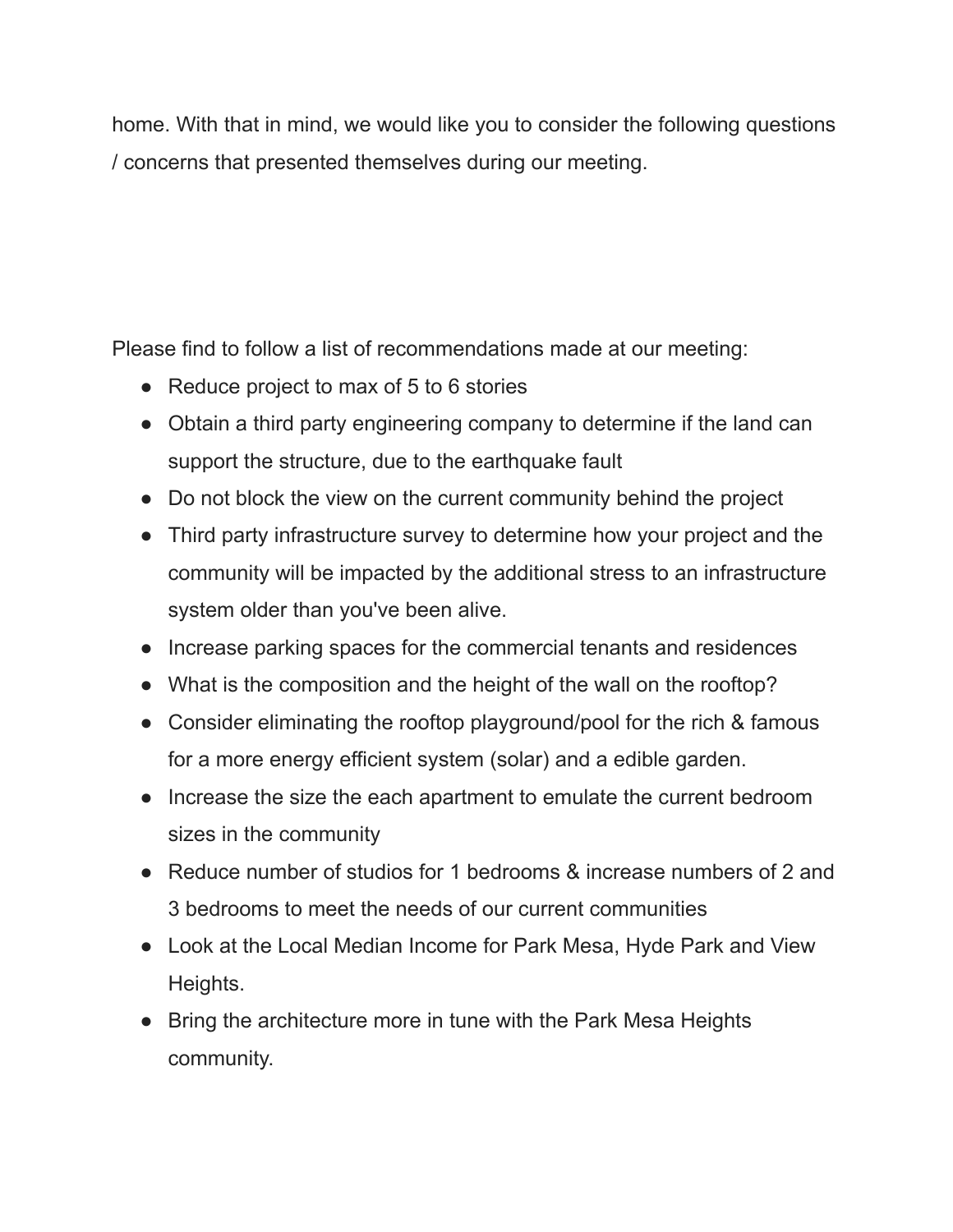home. With that in mind, we would like you to consider the following questions / concerns that presented themselves during our meeting.

Please find to follow a list of recommendations made at our meeting:

- Reduce project to max of 5 to 6 stories
- Obtain a third party engineering company to determine if the land can support the structure, due to the earthquake fault
- Do not block the view on the current community behind the project
- Third party infrastructure survey to determine how your project and the community will be impacted by the additional stress to an infrastructure system older than you've been alive.
- Increase parking spaces for the commercial tenants and residences
- What is the composition and the height of the wall on the rooftop?
- Consider eliminating the rooftop playground/pool for the rich & famous for a more energy efficient system (solar) and a edible garden.
- Increase the size the each apartment to emulate the current bedroom sizes in the community
- Reduce number of studios for 1 bedrooms & increase numbers of 2 and 3 bedrooms to meet the needs of our current communities
- Look at the Local Median Income for Park Mesa, Hyde Park and View Heights.
- Bring the architecture more in tune with the Park Mesa Heights community.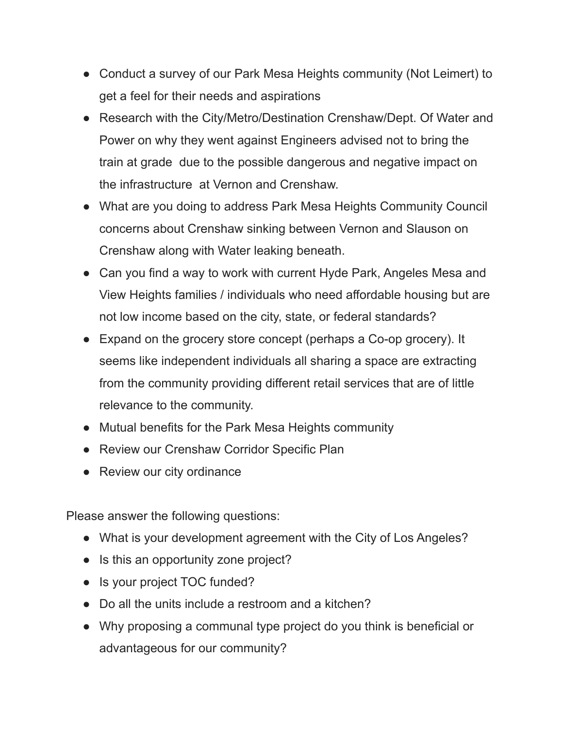- Conduct a survey of our Park Mesa Heights community (Not Leimert) to get a feel for their needs and aspirations
- Research with the City/Metro/Destination Crenshaw/Dept. Of Water and Power on why they went against Engineers advised not to bring the train at grade due to the possible dangerous and negative impact on the infrastructure at Vernon and Crenshaw.
- What are you doing to address Park Mesa Heights Community Council concerns about Crenshaw sinking between Vernon and Slauson on Crenshaw along with Water leaking beneath.
- Can you find a way to work with current Hyde Park, Angeles Mesa and View Heights families / individuals who need affordable housing but are not low income based on the city, state, or federal standards?
- Expand on the grocery store concept (perhaps a Co-op grocery). It seems like independent individuals all sharing a space are extracting from the community providing different retail services that are of little relevance to the community.
- Mutual benefits for the Park Mesa Heights community
- Review our Crenshaw Corridor Specific Plan
- Review our city ordinance

Please answer the following questions:

- What is your development agreement with the City of Los Angeles?
- Is this an opportunity zone project?
- Is your project TOC funded?
- Do all the units include a restroom and a kitchen?
- Why proposing a communal type project do you think is beneficial or advantageous for our community?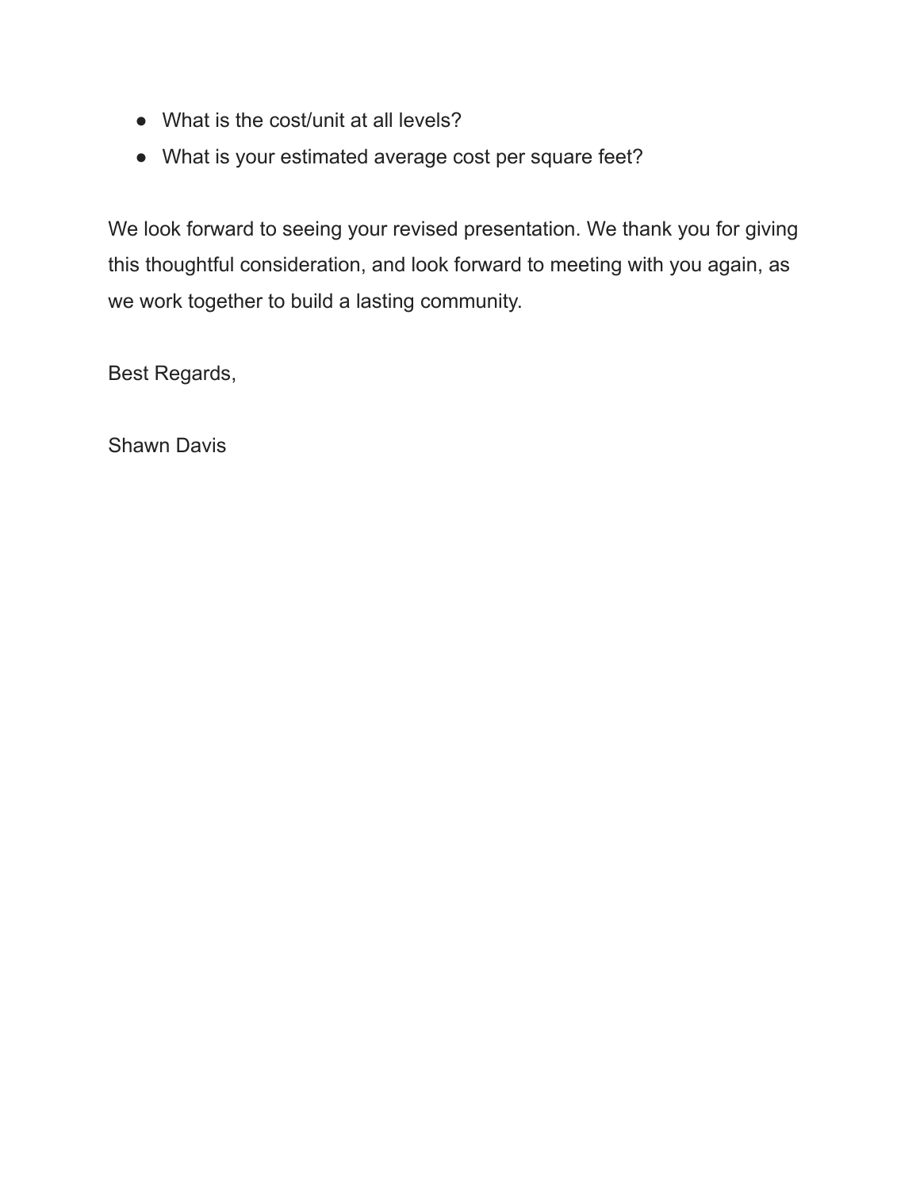- What is the cost/unit at all levels?
- What is your estimated average cost per square feet?

We look forward to seeing your revised presentation. We thank you for giving this thoughtful consideration, and look forward to meeting with you again, as we work together to build a lasting community.

Best Regards,

Shawn Davis